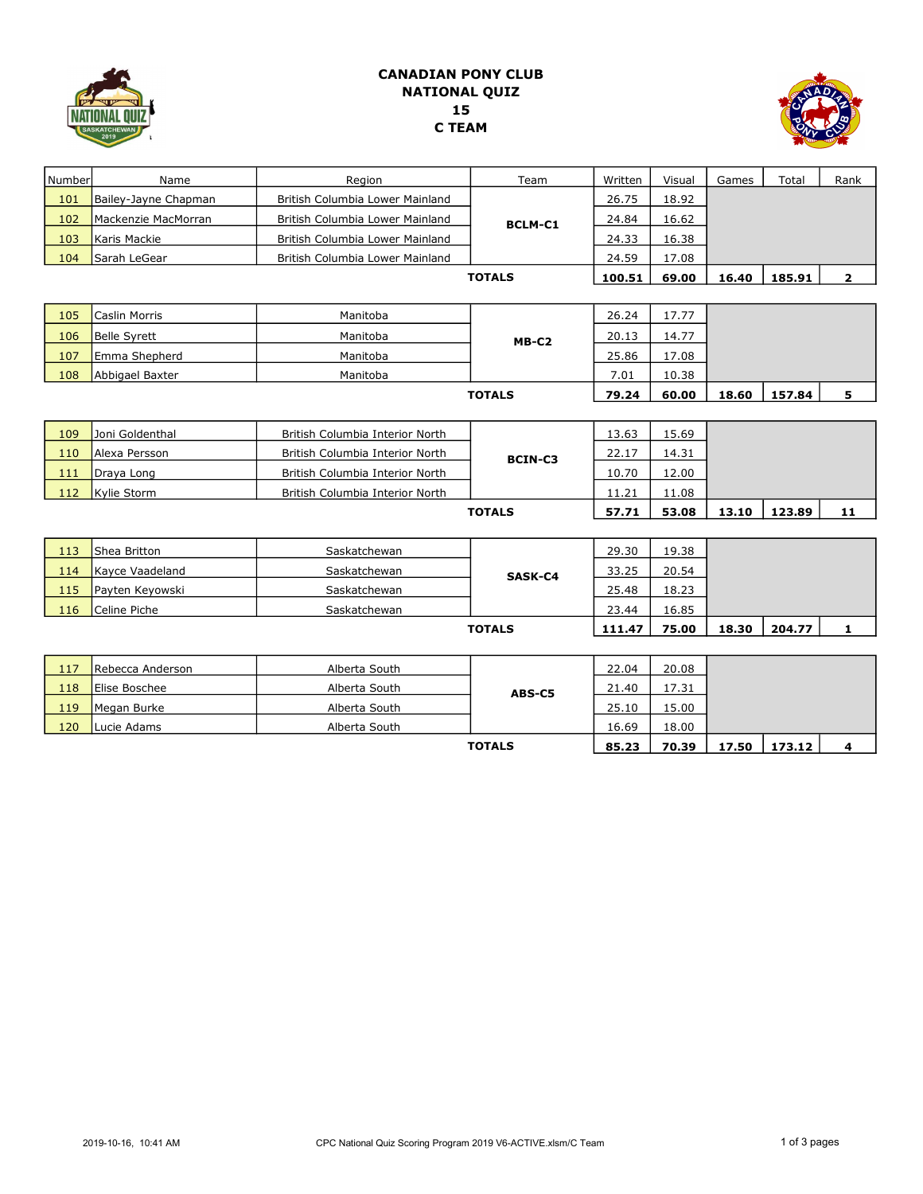# CANADIAN PONY CLUB
# NATIONAL QUIZ
# 15
# C TEAM

| Number | Name | Region | Team | Written | Visual | Games | Total | Rank |
|---|---|---|---|---|---|---|---|---|
| 101 | Bailey-Jayne Chapman | British Columbia Lower Mainland | BCLM-C1 | 26.75 | 18.92 | | | |
| 102 | Mackenzie MacMorran | British Columbia Lower Mainland | | 24.84 | 16.62 | | | |
| 103 | Karis Mackie | British Columbia Lower Mainland | | 24.33 | 16.38 | | | |
| 104 | Sarah LeGear | British Columbia Lower Mainland | | 24.59 | 17.08 | | | |
| | | | **TOTALS** | **100.51** | **69.00** | **16.40** | **185.91** | **2** |
| 105 | Caslin Morris | Manitoba | MB-C2 | 26.24 | 17.77 | | | |
| 106 | Belle Syrett | Manitoba | | 20.13 | 14.77 | | | |
| 107 | Emma Shepherd | Manitoba | | 25.86 | 17.08 | | | |
| 108 | Abbigael Baxter | Manitoba | | 7.01 | 10.38 | | | |
| | | | **TOTALS** | **79.24** | **60.00** | **18.60** | **157.84** | **5** |
| 109 | Joni Goldenthal | British Columbia Interior North | BCIN-C3 | 13.63 | 15.69 | | | |
| 110 | Alexa Persson | British Columbia Interior North | | 22.17 | 14.31 | | | |
| 111 | Draya Long | British Columbia Interior North | | 10.70 | 12.00 | | | |
| 112 | Kylie Storm | British Columbia Interior North | | 11.21 | 11.08 | | | |
| | | | **TOTALS** | **57.71** | **53.08** | **13.10** | **123.89** | **11** |
| 113 | Shea Britton | Saskatchewan | SASK-C4 | 29.30 | 19.38 | | | |
| 114 | Kayce Vaadeland | Saskatchewan | | 33.25 | 20.54 | | | |
| 115 | Payten Keyowski | Saskatchewan | | 25.48 | 18.23 | | | |
| 116 | Celine Piche | Saskatchewan | | 23.44 | 16.85 | | | |
| | | | **TOTALS** | **111.47** | **75.00** | **18.30** | **204.77** | **1** |
| 117 | Rebecca Anderson | Alberta South | ABS-C5 | 22.04 | 20.08 | | | |
| 118 | Elise Boschee | Alberta South | | 21.40 | 17.31 | | | |
| 119 | Megan Burke | Alberta South | | 25.10 | 15.00 | | | |
| 120 | Lucie Adams | Alberta South | | 16.69 | 18.00 | | | |
| | | | **TOTALS** | **85.23** | **70.39** | **17.50** | **173.12** | **4** |

2019-10-16, 10:41 AM CPC National Quiz Scoring Program 2019 V6-ACTIVE.xlsm/C Team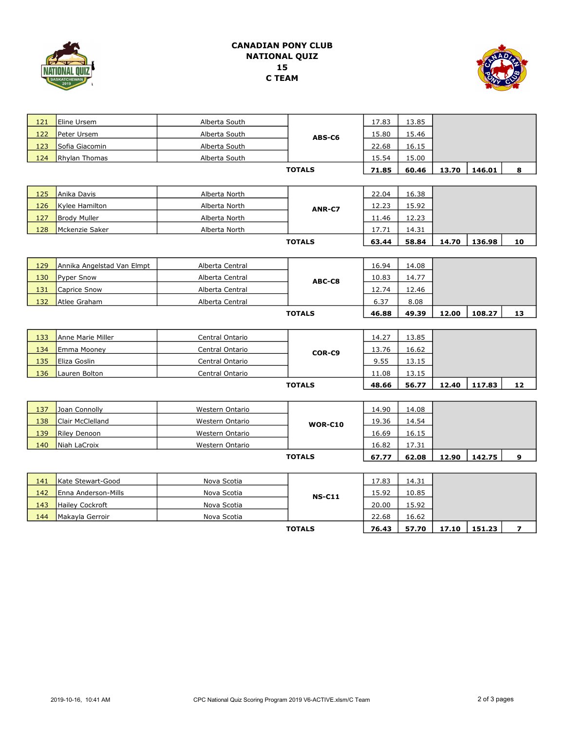# CANADIAN PONY CLUB
# NATIONAL QUIZ
# 15
# C TEAM

| # | Name | Region | Team | | | | | |
|---|---|---|---|---|---|---|---|---|
| 121 | Eline Ursem | Alberta South | ABS-C6 | 17.83 | 13.85 | | | |
| 122 | Peter Ursem | Alberta South | | 15.80 | 15.46 | | | |
| 123 | Sofia Giacomin | Alberta South | | 22.68 | 16.15 | | | |
| 124 | Rhylan Thomas | Alberta South | | 15.54 | 15.00 | | | |
| | | | **TOTALS** | **71.85** | **60.46** | **13.70** | **146.01** | **8** |
| 125 | Anika Davis | Alberta North | ANR-C7 | 22.04 | 16.38 | | | |
| 126 | Kylee Hamilton | Alberta North | | 12.23 | 15.92 | | | |
| 127 | Brody Muller | Alberta North | | 11.46 | 12.23 | | | |
| 128 | Mckenzie Saker | Alberta North | | 17.71 | 14.31 | | | |
| | | | **TOTALS** | **63.44** | **58.84** | **14.70** | **136.98** | **10** |
| 129 | Annika Angelstad Van Elmpt | Alberta Central | ABC-C8 | 16.94 | 14.08 | | | |
| 130 | Pyper Snow | Alberta Central | | 10.83 | 14.77 | | | |
| 131 | Caprice Snow | Alberta Central | | 12.74 | 12.46 | | | |
| 132 | Atlee Graham | Alberta Central | | 6.37 | 8.08 | | | |
| | | | **TOTALS** | **46.88** | **49.39** | **12.00** | **108.27** | **13** |
| 133 | Anne Marie Miller | Central Ontario | COR-C9 | 14.27 | 13.85 | | | |
| 134 | Emma Mooney | Central Ontario | | 13.76 | 16.62 | | | |
| 135 | Eliza Goslin | Central Ontario | | 9.55 | 13.15 | | | |
| 136 | Lauren Bolton | Central Ontario | | 11.08 | 13.15 | | | |
| | | | **TOTALS** | **48.66** | **56.77** | **12.40** | **117.83** | **12** |
| 137 | Joan Connolly | Western Ontario | WOR-C10 | 14.90 | 14.08 | | | |
| 138 | Clair McClelland | Western Ontario | | 19.36 | 14.54 | | | |
| 139 | Riley Denoon | Western Ontario | | 16.69 | 16.15 | | | |
| 140 | Niah LaCroix | Western Ontario | | 16.82 | 17.31 | | | |
| | | | **TOTALS** | **67.77** | **62.08** | **12.90** | **142.75** | **9** |
| 141 | Kate Stewart-Good | Nova Scotia | NS-C11 | 17.83 | 14.31 | | | |
| 142 | Enna Anderson-Mills | Nova Scotia | | 15.92 | 10.85 | | | |
| 143 | Hailey Cockroft | Nova Scotia | | 20.00 | 15.92 | | | |
| 144 | Makayla Gerroir | Nova Scotia | | 22.68 | 16.62 | | | |
| | | | **TOTALS** | **76.43** | **57.70** | **17.10** | **151.23** | **7** |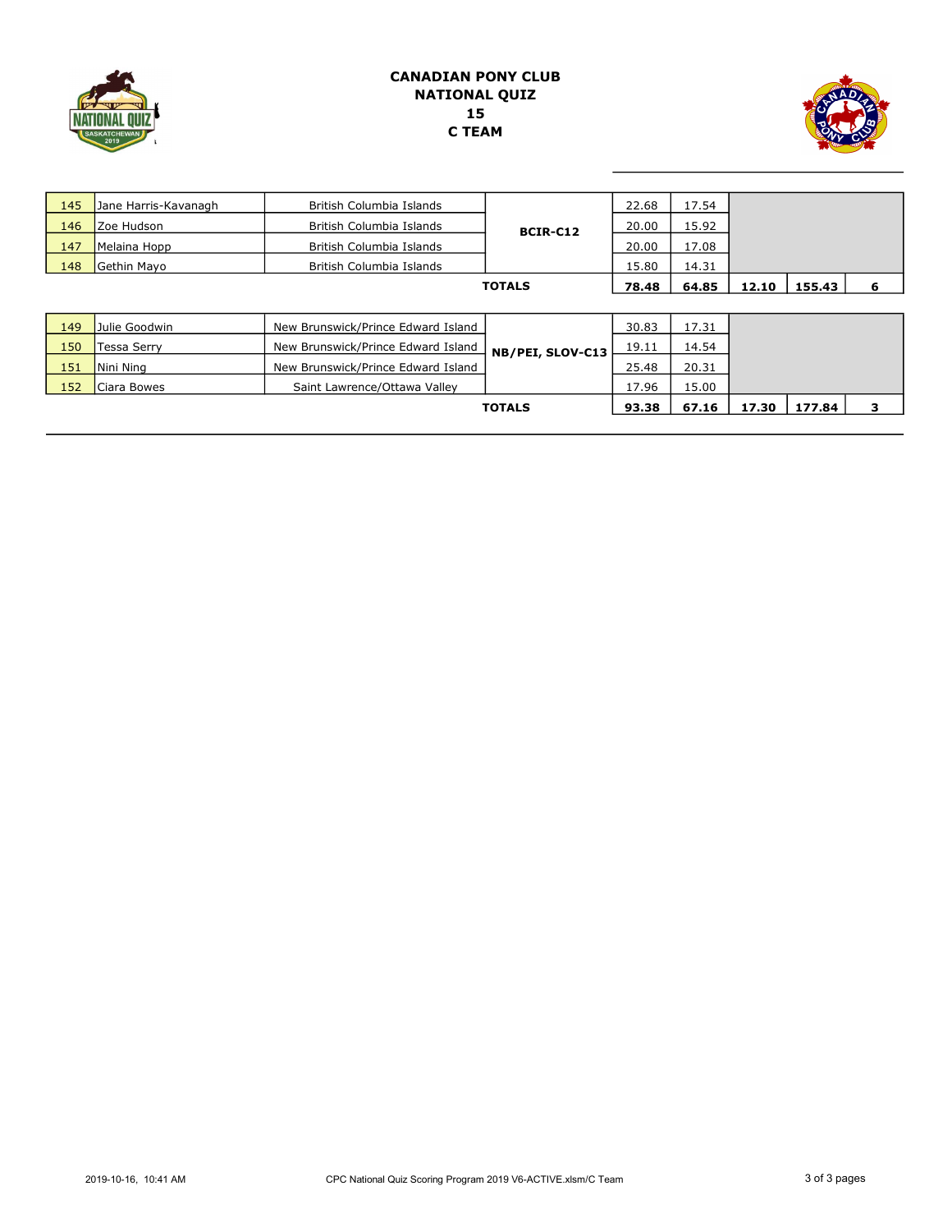# CANADIAN PONY CLUB
# NATIONAL QUIZ
# 15
# C TEAM

| | | | | | | | | |
|---|---|---|---|---|---|---|---|---|
| 145 | Jane Harris-Kavanagh | British Columbia Islands | BCIR-C12 | 22.68 | 17.54 | | | |
| 146 | Zoe Hudson | British Columbia Islands | | 20.00 | 15.92 | | | |
| 147 | Melaina Hopp | British Columbia Islands | | 20.00 | 17.08 | | | |
| 148 | Gethin Mayo | British Columbia Islands | | 15.80 | 14.31 | | | |
| | | | **TOTALS** | **78.48** | **64.85** | **12.10** | **155.43** | **6** |

| | | | | | | | | |
|---|---|---|---|---|---|---|---|---|
| 149 | Julie Goodwin | New Brunswick/Prince Edward Island | NB/PEI, SLOV-C13 | 30.83 | 17.31 | | | |
| 150 | Tessa Serry | New Brunswick/Prince Edward Island | | 19.11 | 14.54 | | | |
| 151 | Nini Ning | New Brunswick/Prince Edward Island | | 25.48 | 20.31 | | | |
| 152 | Ciara Bowes | Saint Lawrence/Ottawa Valley | | 17.96 | 15.00 | | | |
| | | | **TOTALS** | **93.38** | **67.16** | **17.30** | **177.84** | **3** |